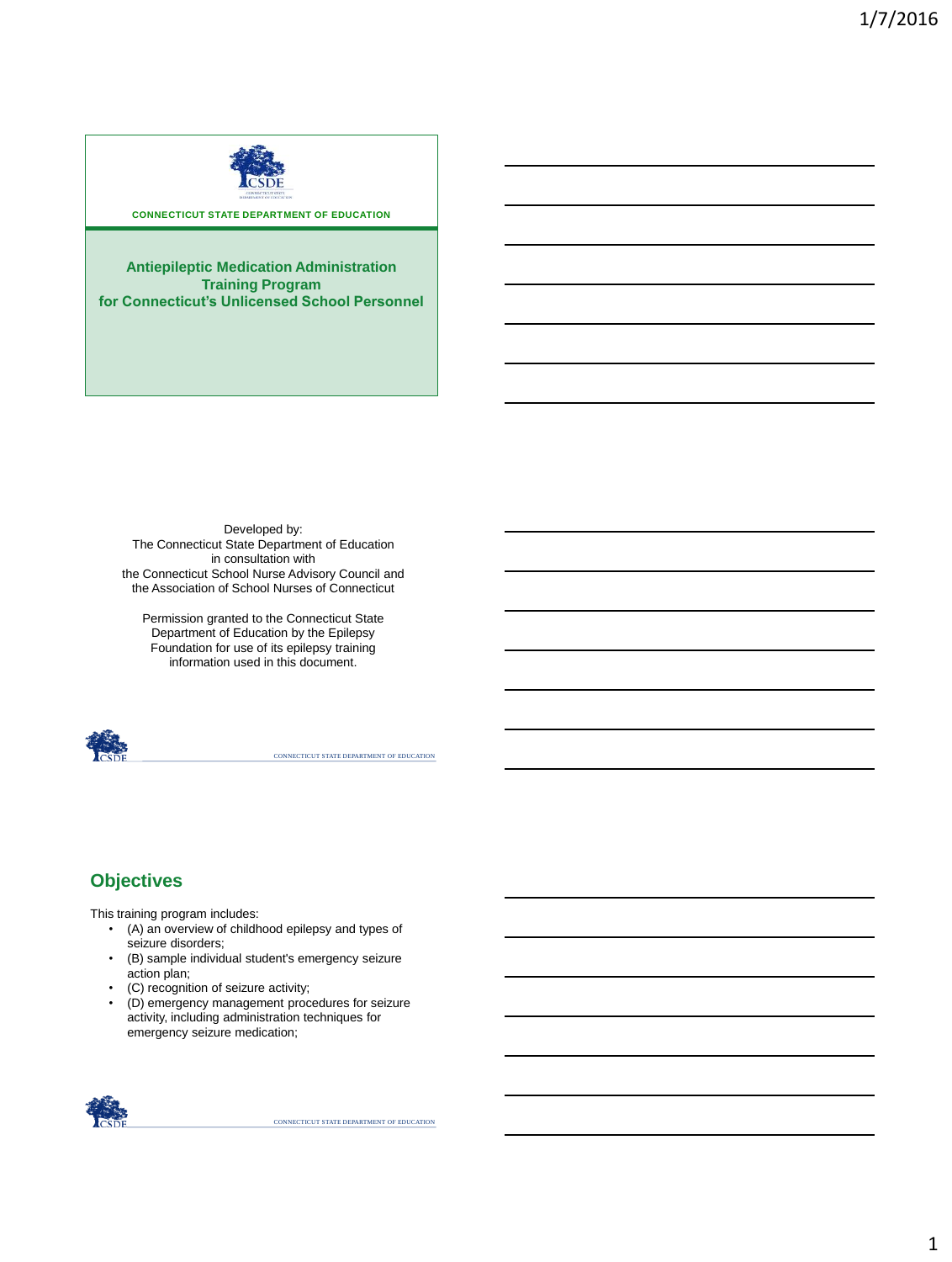CONNECTICUT STATE DEPARTMENT OF EDUCATION

## Antiepileptic Medication Administration Training Program for Connecticut's Unlicensed School Personnel

Developed by:
The Connecticut State Department of Education
in consultation with
the Connecticut School Nurse Advisory Council and
the Association of School Nurses of Connecticut

Permission granted to the Connecticut State Department of Education by the Epilepsy Foundation for use of its epilepsy training information used in this document.

## Objectives

This training program includes:

- (A) an overview of childhood epilepsy and types of seizure disorders;
- (B) sample individual student's emergency seizure action plan;
- (C) recognition of seizure activity;
- (D) emergency management procedures for seizure activity, including administration techniques for emergency seizure medication;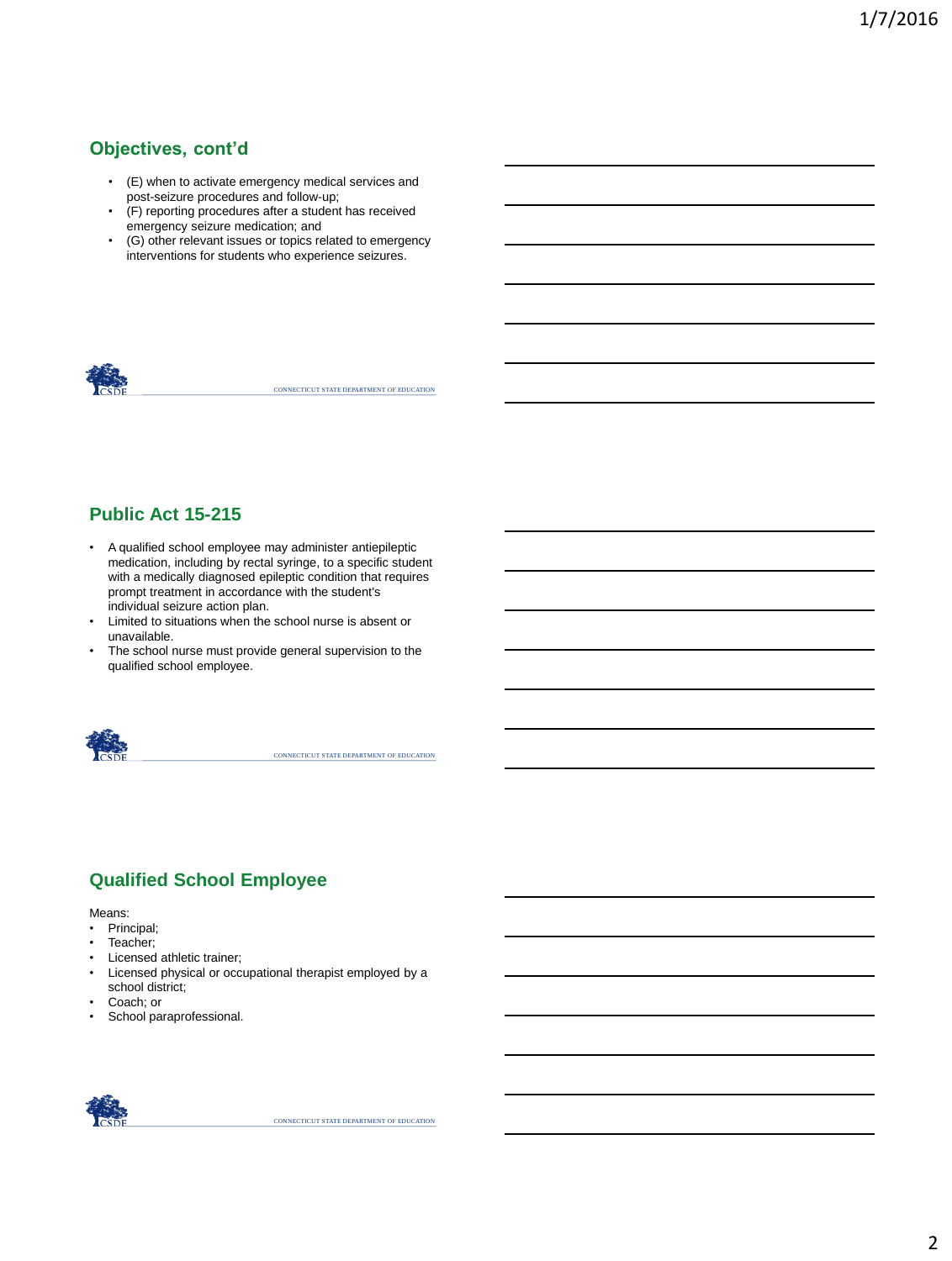## Objectives, cont'd

- (E) when to activate emergency medical services and post-seizure procedures and follow-up;
- (F) reporting procedures after a student has received emergency seizure medication; and
- (G) other relevant issues or topics related to emergency interventions for students who experience seizures.

CONNECTICUT STATE DEPARTMENT OF EDUCATION

## Public Act 15-215

- A qualified school employee may administer antiepileptic medication, including by rectal syringe, to a specific student with a medically diagnosed epileptic condition that requires prompt treatment in accordance with the student's individual seizure action plan.
- Limited to situations when the school nurse is absent or unavailable.
- The school nurse must provide general supervision to the qualified school employee.

CONNECTICUT STATE DEPARTMENT OF EDUCATION

## Qualified School Employee

Means:

- Principal;
- Teacher;
- Licensed athletic trainer;
- Licensed physical or occupational therapist employed by a school district;
- Coach; or
- School paraprofessional.

CONNECTICUT STATE DEPARTMENT OF EDUCATION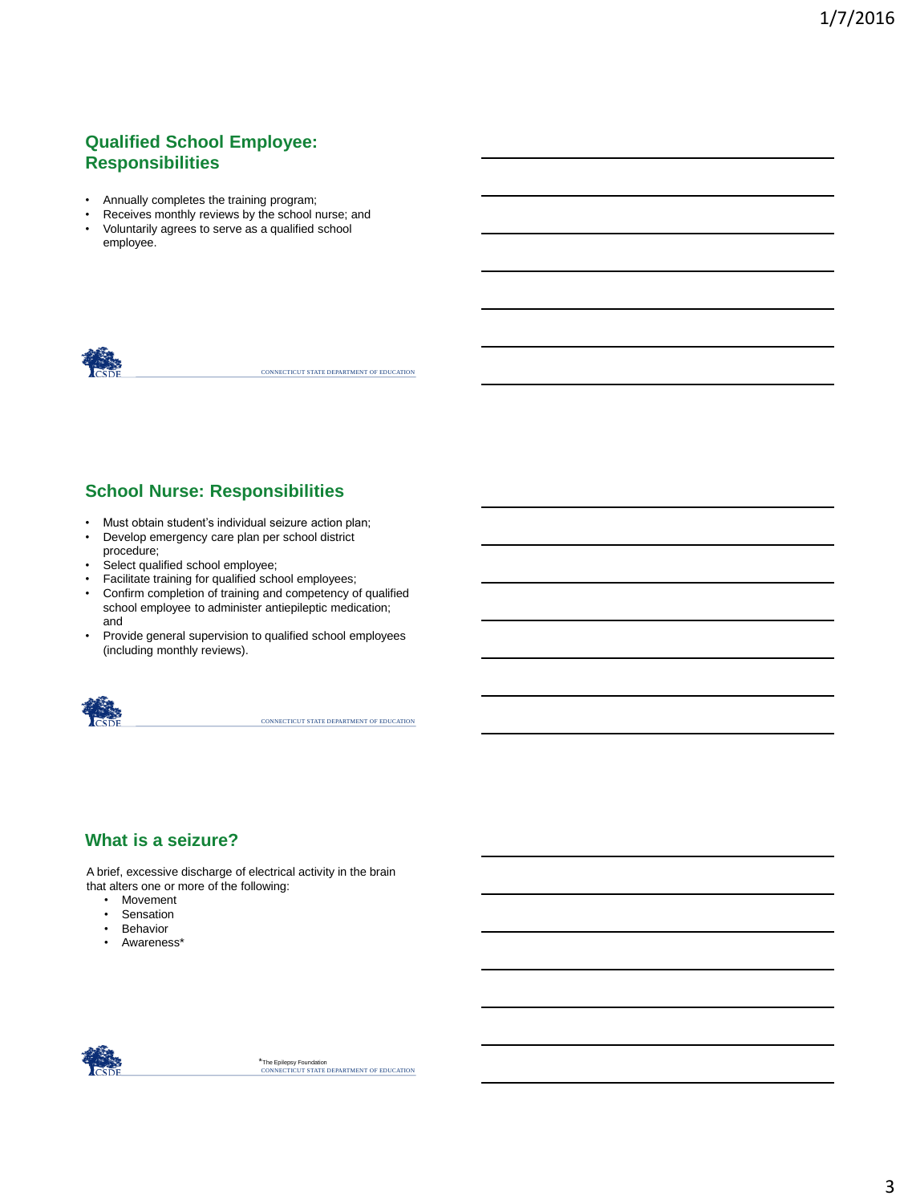## Qualified School Employee: Responsibilities

- Annually completes the training program;
- Receives monthly reviews by the school nurse; and
- Voluntarily agrees to serve as a qualified school employee.

## School Nurse: Responsibilities

- Must obtain student's individual seizure action plan;
- Develop emergency care plan per school district procedure;
- Select qualified school employee;
- Facilitate training for qualified school employees;
- Confirm completion of training and competency of qualified school employee to administer antiepileptic medication; and
- Provide general supervision to qualified school employees (including monthly reviews).

## What is a seizure?

A brief, excessive discharge of electrical activity in the brain that alters one or more of the following:

- Movement
- Sensation
- Behavior
- Awareness*

*The Epilepsy Foundation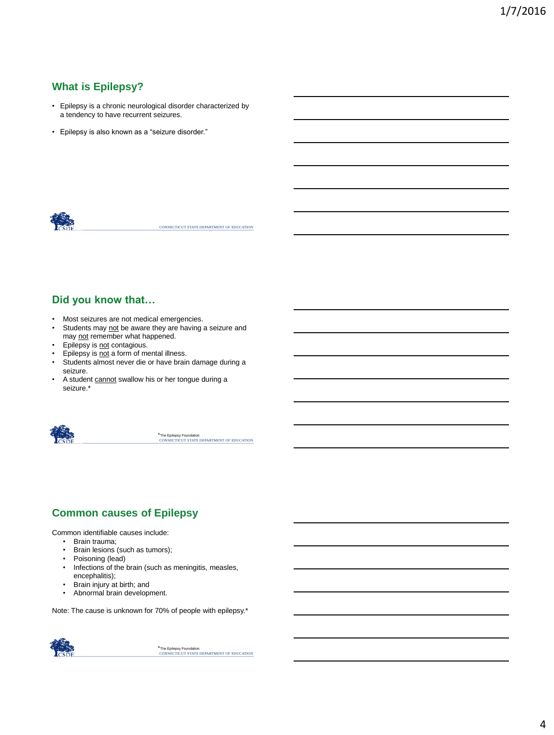## What is Epilepsy?

- Epilepsy is a chronic neurological disorder characterized by a tendency to have recurrent seizures.
- Epilepsy is also known as a "seizure disorder."

## Did you know that…

- Most seizures are not medical emergencies.
- Students may not be aware they are having a seizure and may not remember what happened.
- Epilepsy is not contagious.
- Epilepsy is not a form of mental illness.
- Students almost never die or have brain damage during a seizure.
- A student cannot swallow his or her tongue during a seizure.*

*The Epilepsy Foundation

## Common causes of Epilepsy

Common identifiable causes include:

- Brain trauma;
- Brain lesions (such as tumors);
- Poisoning (lead)
- Infections of the brain (such as meningitis, measles, encephalitis);
- Brain injury at birth; and
- Abnormal brain development.

Note: The cause is unknown for 70% of people with epilepsy.*

*The Epilepsy Foundation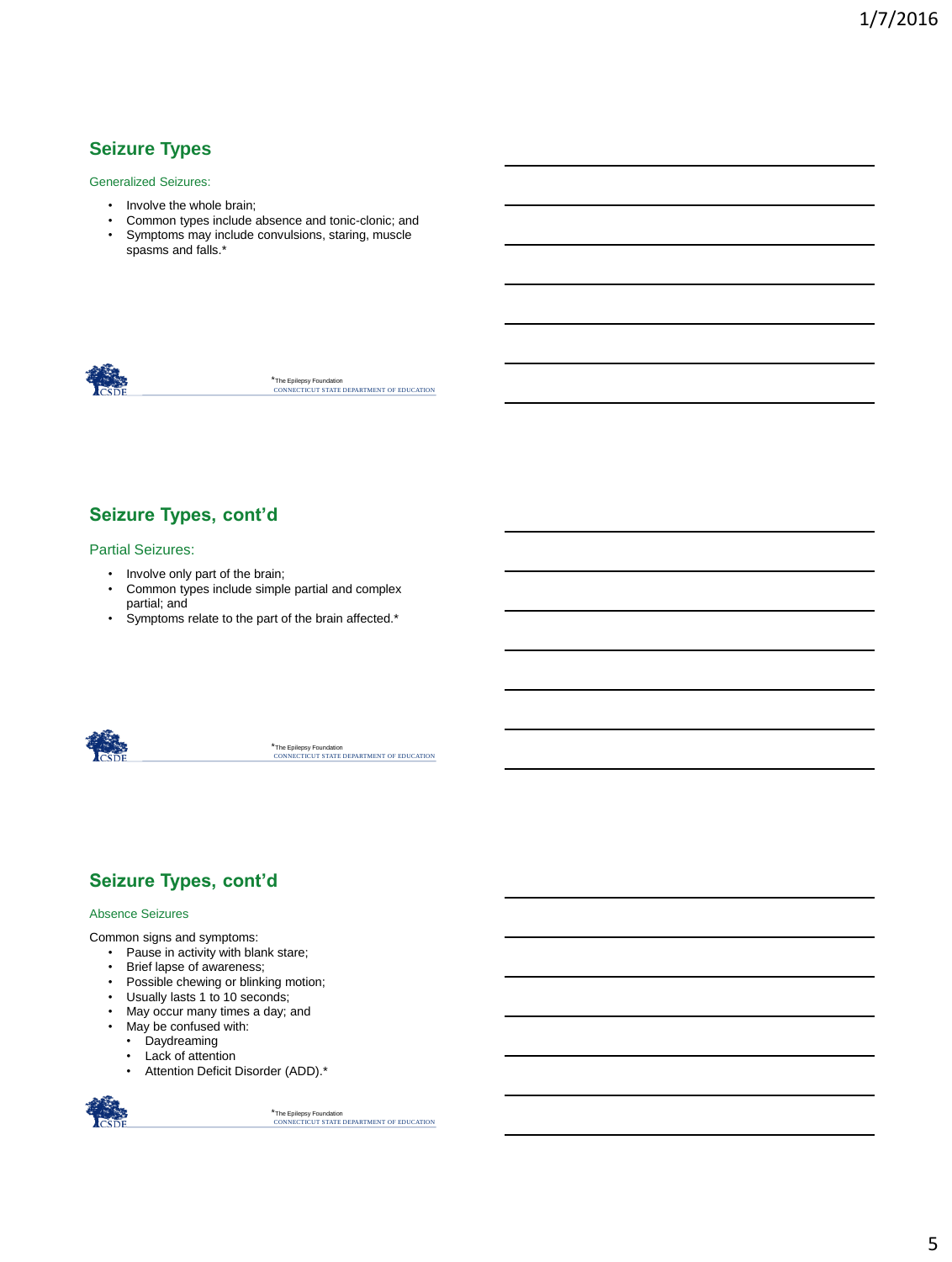## Seizure Types

Generalized Seizures:

- Involve the whole brain;
- Common types include absence and tonic-clonic; and
- Symptoms may include convulsions, staring, muscle spasms and falls.*

*The Epilepsy Foundation

## Seizure Types, cont'd

Partial Seizures:

- Involve only part of the brain;
- Common types include simple partial and complex partial; and
- Symptoms relate to the part of the brain affected.*

*The Epilepsy Foundation

## Seizure Types, cont'd

Absence Seizures

Common signs and symptoms:

- Pause in activity with blank stare;
- Brief lapse of awareness;
- Possible chewing or blinking motion;
- Usually lasts 1 to 10 seconds;
- May occur many times a day; and
- May be confused with:
  - Daydreaming
  - Lack of attention
  - Attention Deficit Disorder (ADD).*

*The Epilepsy Foundation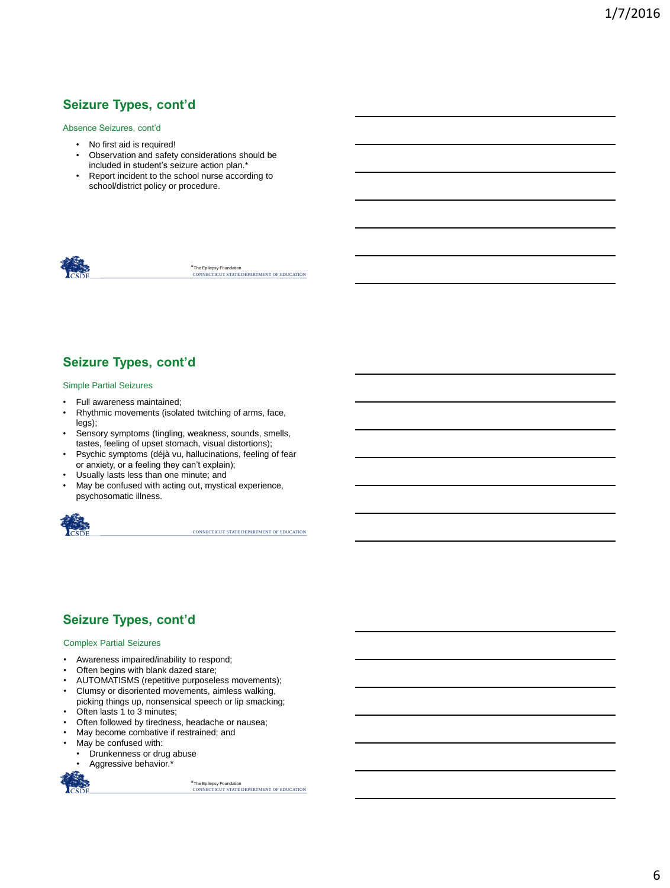## Seizure Types, cont'd

### Absence Seizures, cont'd

- No first aid is required!
- Observation and safety considerations should be included in student's seizure action plan.*
- Report incident to the school nurse according to school/district policy or procedure.

*The Epilepsy Foundation

## Seizure Types, cont'd

### Simple Partial Seizures

- Full awareness maintained;
- Rhythmic movements (isolated twitching of arms, face, legs);
- Sensory symptoms (tingling, weakness, sounds, smells, tastes, feeling of upset stomach, visual distortions);
- Psychic symptoms (déjà vu, hallucinations, feeling of fear or anxiety, or a feeling they can't explain);
- Usually lasts less than one minute; and
- May be confused with acting out, mystical experience, psychosomatic illness.

## Seizure Types, cont'd

### Complex Partial Seizures

- Awareness impaired/inability to respond;
- Often begins with blank dazed stare;
- AUTOMATISMS (repetitive purposeless movements);
- Clumsy or disoriented movements, aimless walking, picking things up, nonsensical speech or lip smacking;
- Often lasts 1 to 3 minutes;
- Often followed by tiredness, headache or nausea;
- May become combative if restrained; and
- May be confused with:
  - Drunkenness or drug abuse
  - Aggressive behavior.*

*The Epilepsy Foundation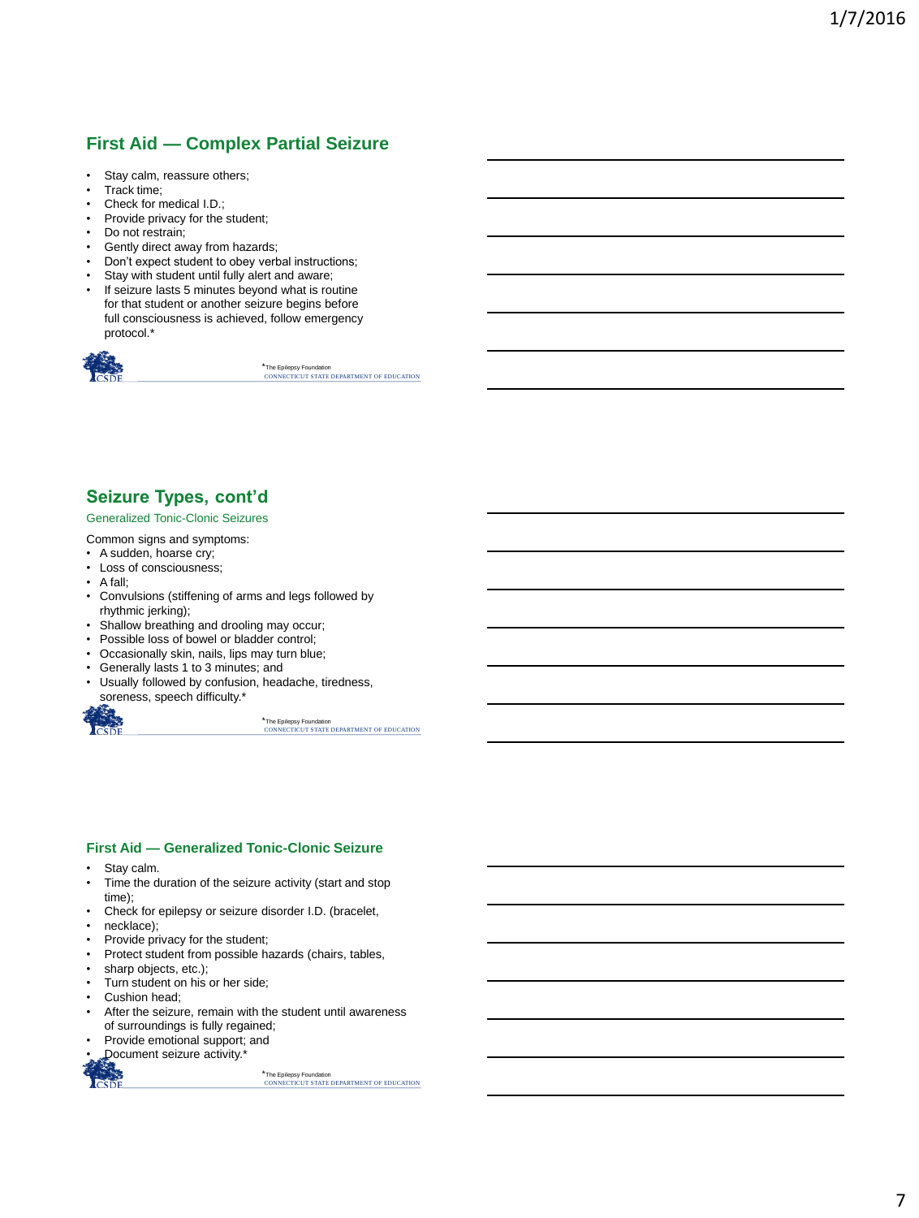## First Aid — Complex Partial Seizure

- Stay calm, reassure others;
- Track time;
- Check for medical I.D.;
- Provide privacy for the student;
- Do not restrain;
- Gently direct away from hazards;
- Don't expect student to obey verbal instructions;
- Stay with student until fully alert and aware;
- If seizure lasts 5 minutes beyond what is routine for that student or another seizure begins before full consciousness is achieved, follow emergency protocol.*

*The Epilepsy Foundation

CONNECTICUT STATE DEPARTMENT OF EDUCATION

## Seizure Types, cont'd

### Generalized Tonic-Clonic Seizures

Common signs and symptoms:

- A sudden, hoarse cry;
- Loss of consciousness;
- A fall;
- Convulsions (stiffening of arms and legs followed by rhythmic jerking);
- Shallow breathing and drooling may occur;
- Possible loss of bowel or bladder control;
- Occasionally skin, nails, lips may turn blue;
- Generally lasts 1 to 3 minutes; and
- Usually followed by confusion, headache, tiredness, soreness, speech difficulty.*

*The Epilepsy Foundation

CONNECTICUT STATE DEPARTMENT OF EDUCATION

## First Aid — Generalized Tonic-Clonic Seizure

- Stay calm.
- Time the duration of the seizure activity (start and stop time);
- Check for epilepsy or seizure disorder I.D. (bracelet,
- necklace);
- Provide privacy for the student;
- Protect student from possible hazards (chairs, tables,
- sharp objects, etc.);
- Turn student on his or her side;
- Cushion head;
- After the seizure, remain with the student until awareness of surroundings is fully regained;
- Provide emotional support; and
- Document seizure activity.*

*The Epilepsy Foundation

CONNECTICUT STATE DEPARTMENT OF EDUCATION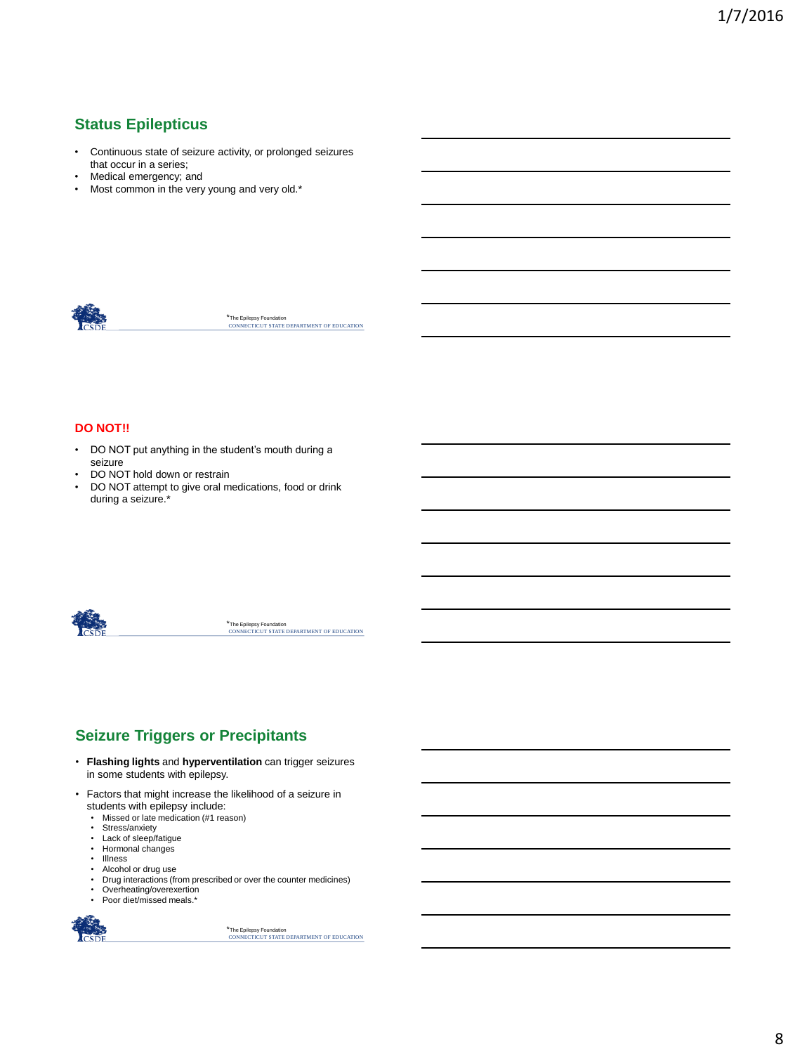## Status Epilepticus

- Continuous state of seizure activity, or prolonged seizures that occur in a series;
- Medical emergency; and
- Most common in the very young and very old.*

*The Epilepsy Foundation

## DO NOT!!

- DO NOT put anything in the student's mouth during a seizure
- DO NOT hold down or restrain
- DO NOT attempt to give oral medications, food or drink during a seizure.*

*The Epilepsy Foundation

## Seizure Triggers or Precipitants

- **Flashing lights** and **hyperventilation** can trigger seizures in some students with epilepsy.
- Factors that might increase the likelihood of a seizure in students with epilepsy include:
  - Missed or late medication (#1 reason)
  - Stress/anxiety
  - Lack of sleep/fatigue
  - Hormonal changes
  - Illness
  - Alcohol or drug use
  - Drug interactions (from prescribed or over the counter medicines)
  - Overheating/overexertion
  - Poor diet/missed meals.*

*The Epilepsy Foundation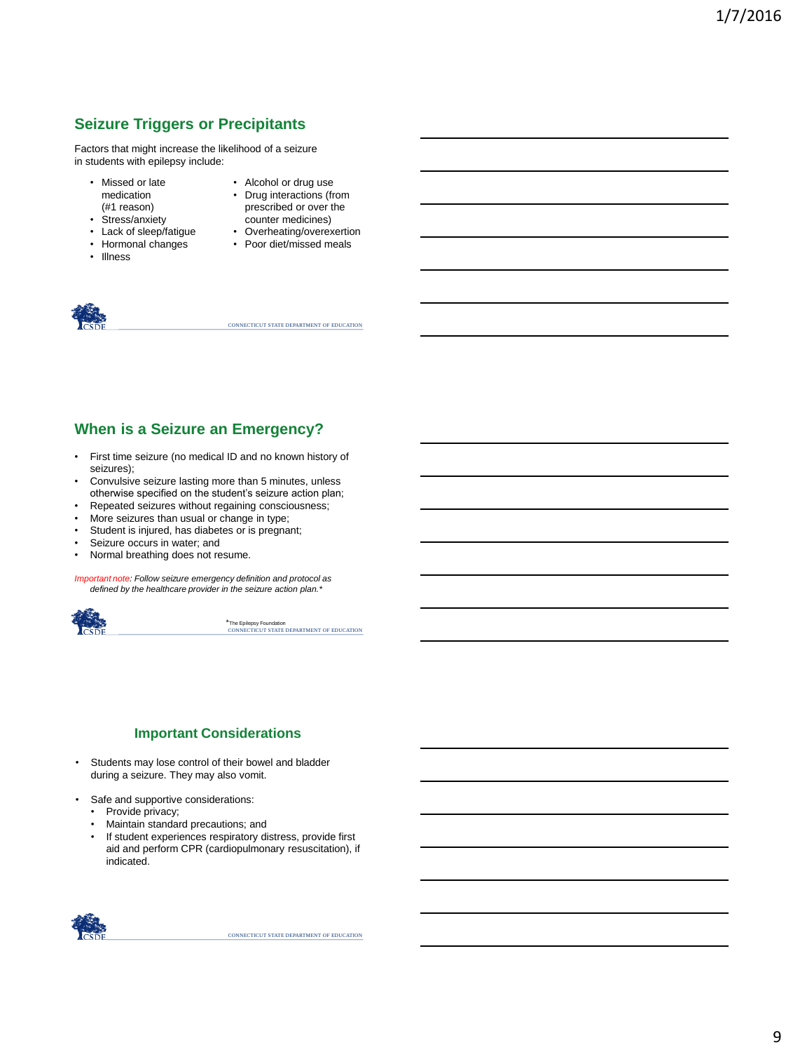## Seizure Triggers or Precipitants

Factors that might increase the likelihood of a seizure in students with epilepsy include:

- Missed or late medication (#1 reason)
- Stress/anxiety
- Lack of sleep/fatigue
- Hormonal changes
- Illness
- Alcohol or drug use
- Drug interactions (from prescribed or over the counter medicines)
- Overheating/overexertion
- Poor diet/missed meals

CONNECTICUT STATE DEPARTMENT OF EDUCATION

## When is a Seizure an Emergency?

- First time seizure (no medical ID and no known history of seizures);
- Convulsive seizure lasting more than 5 minutes, unless otherwise specified on the student's seizure action plan;
- Repeated seizures without regaining consciousness;
- More seizures than usual or change in type;
- Student is injured, has diabetes or is pregnant;
- Seizure occurs in water; and
- Normal breathing does not resume.

*Important note: Follow seizure emergency definition and protocol as defined by the healthcare provider in the seizure action plan.**

*The Epilepsy Foundation

CONNECTICUT STATE DEPARTMENT OF EDUCATION

## Important Considerations

- Students may lose control of their bowel and bladder during a seizure. They may also vomit.
- Safe and supportive considerations:
  - Provide privacy;
  - Maintain standard precautions; and
  - If student experiences respiratory distress, provide first aid and perform CPR (cardiopulmonary resuscitation), if indicated.

CONNECTICUT STATE DEPARTMENT OF EDUCATION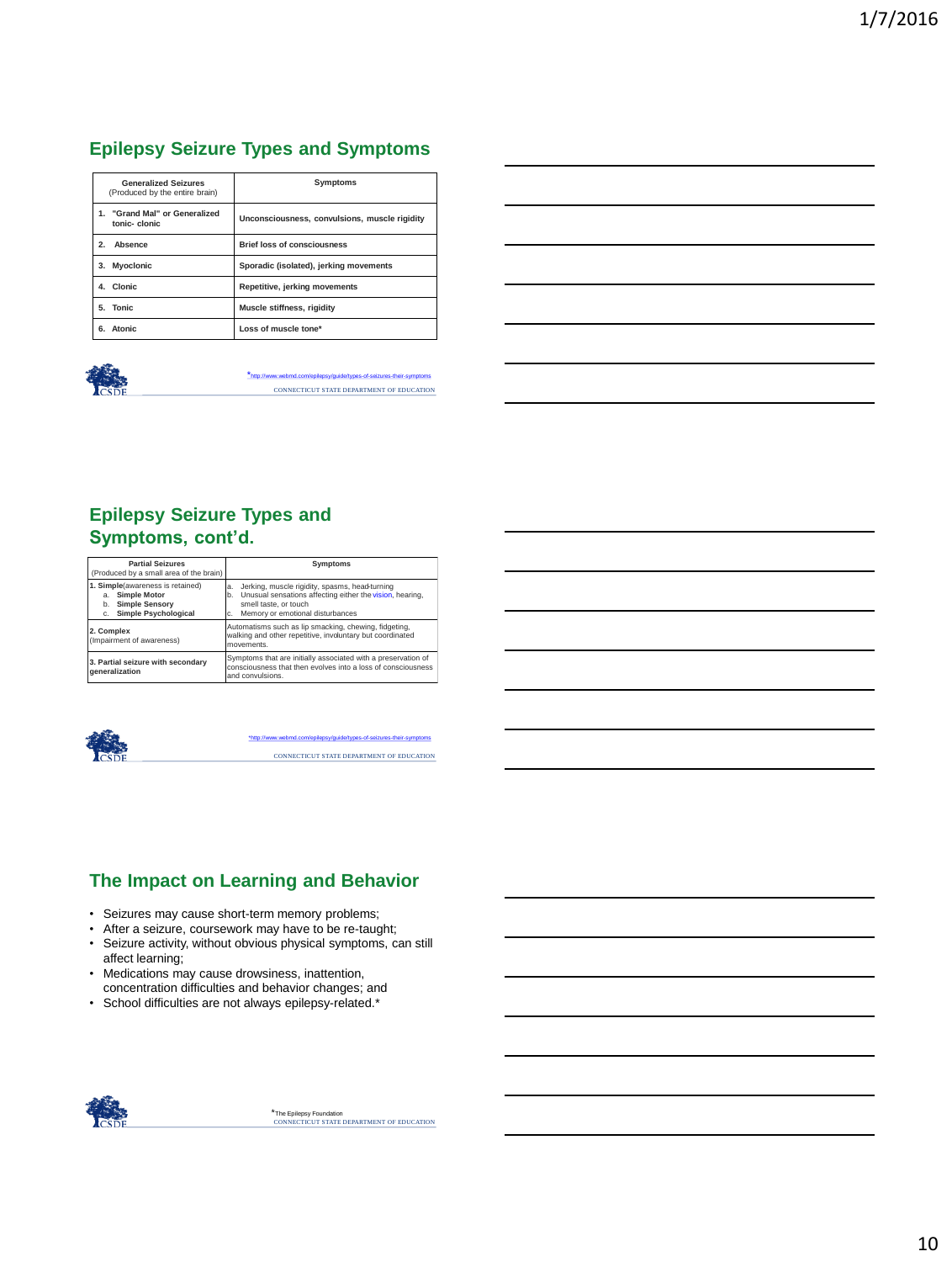## Epilepsy Seizure Types and Symptoms

| Generalized Seizures (Produced by the entire brain) | Symptoms |
| --- | --- |
| 1. "Grand Mal" or Generalized tonic- clonic | Unconsciousness, convulsions, muscle rigidity |
| 2. Absence | Brief loss of consciousness |
| 3. Myoclonic | Sporadic (isolated), jerking movements |
| 4. Clonic | Repetitive, jerking movements |
| 5. Tonic | Muscle stiffness, rigidity |
| 6. Atonic | Loss of muscle tone* |

*http://www.webmd.com/epilepsy/guide/types-of-seizures-their-symptoms

CONNECTICUT STATE DEPARTMENT OF EDUCATION

## Epilepsy Seizure Types and Symptoms, cont'd.

| Partial Seizures (Produced by a small area of the brain) | Symptoms |
| --- | --- |
| 1. **Simple** (awareness is retained) a. **Simple Motor** b. **Simple Sensory** c. **Simple Psychological** | a. Jerking, muscle rigidity, spasms, head-turning b. Unusual sensations affecting either the vision, hearing, smell taste, or touch c. Memory or emotional disturbances |
| **2. Complex** (Impairment of awareness) | Automatisms such as lip smacking, chewing, fidgeting, walking and other repetitive, involuntary but coordinated movements. |
| **3. Partial seizure with secondary generalization** | Symptoms that are initially associated with a preservation of consciousness that then evolves into a loss of consciousness and convulsions. |

*http://www.webmd.com/epilepsy/guide/types-of-seizures-their-symptoms

CONNECTICUT STATE DEPARTMENT OF EDUCATION

## The Impact on Learning and Behavior

- Seizures may cause short-term memory problems;
- After a seizure, coursework may have to be re-taught;
- Seizure activity, without obvious physical symptoms, can still affect learning;
- Medications may cause drowsiness, inattention, concentration difficulties and behavior changes; and
- School difficulties are not always epilepsy-related.*

*The Epilepsy Foundation

CONNECTICUT STATE DEPARTMENT OF EDUCATION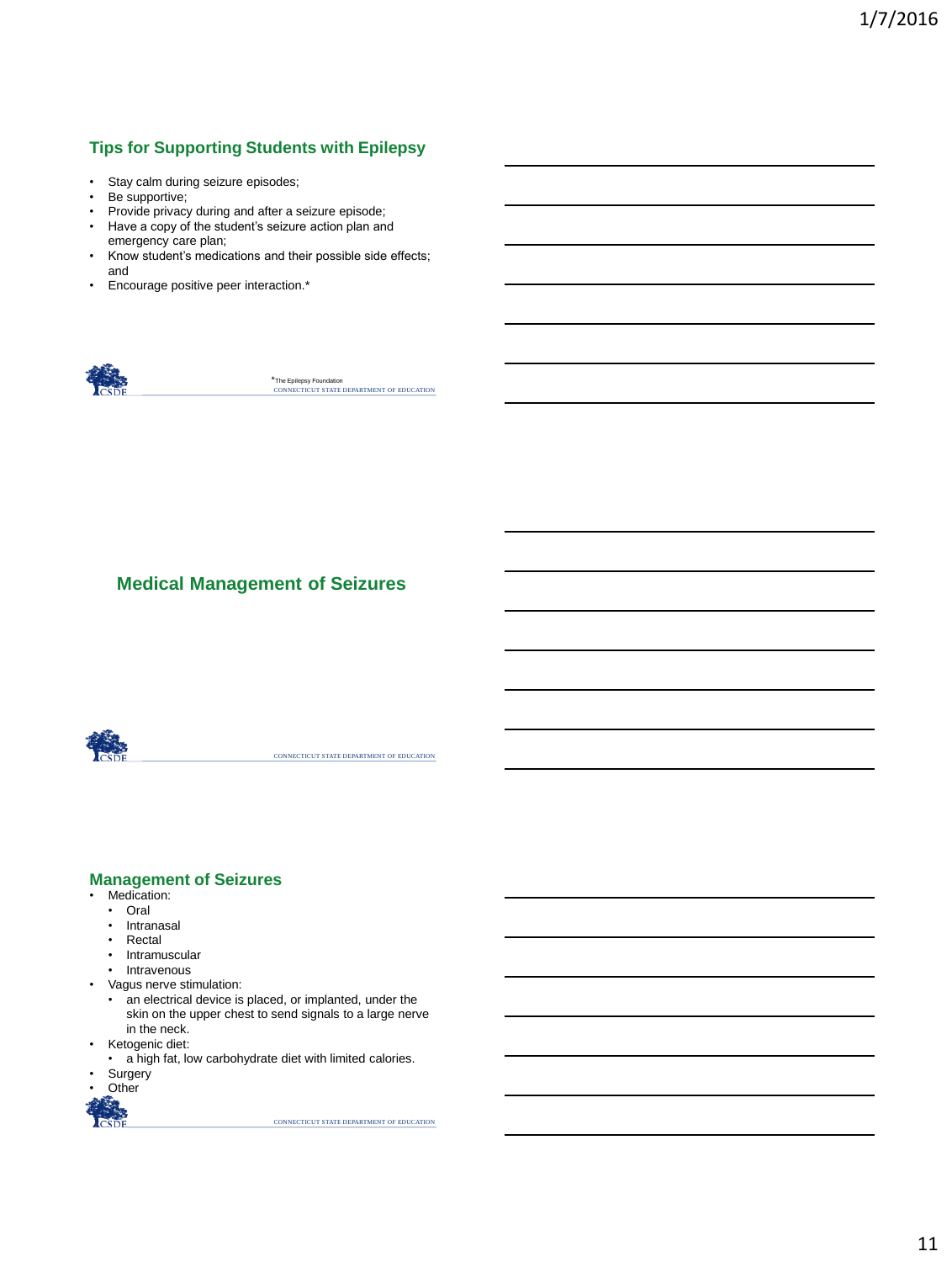## Tips for Supporting Students with Epilepsy

- Stay calm during seizure episodes;
- Be supportive;
- Provide privacy during and after a seizure episode;
- Have a copy of the student's seizure action plan and emergency care plan;
- Know student's medications and their possible side effects; and
- Encourage positive peer interaction.*

*The Epilepsy Foundation

## Medical Management of Seizures

## Management of Seizures

- Medication:
  - Oral
  - Intranasal
  - Rectal
  - Intramuscular
  - Intravenous
- Vagus nerve stimulation:
  - an electrical device is placed, or implanted, under the skin on the upper chest to send signals to a large nerve in the neck.
- Ketogenic diet:
  - a high fat, low carbohydrate diet with limited calories.
- Surgery
- Other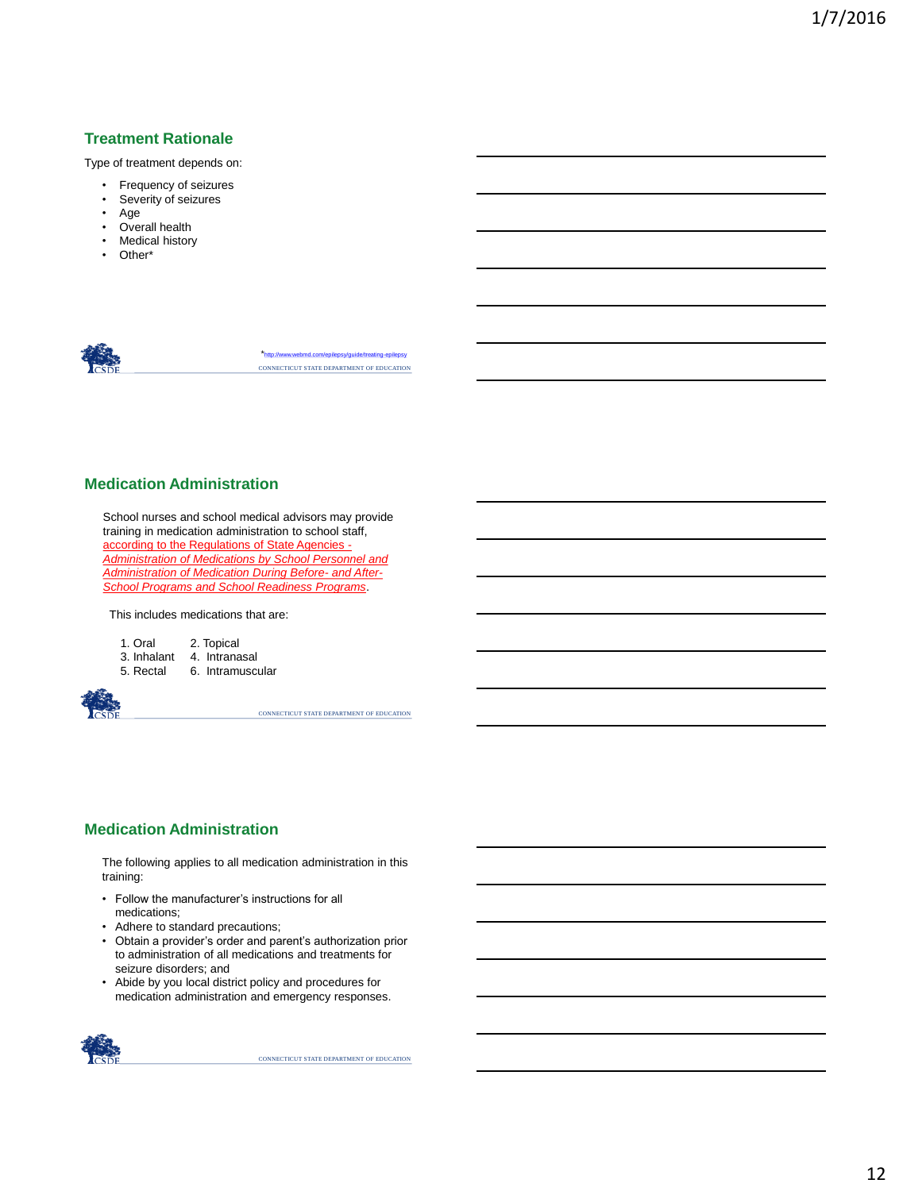## Treatment Rationale

Type of treatment depends on:

- Frequency of seizures
- Severity of seizures
- Age
- Overall health
- Medical history
- Other*

*http://www.webmd.com/epilepsy/guide/treating-epilepsy

CONNECTICUT STATE DEPARTMENT OF EDUCATION

## Medication Administration

School nurses and school medical advisors may provide training in medication administration to school staff, according to the Regulations of State Agencies - *Administration of Medications by School Personnel and Administration of Medication During Before- and After-School Programs and School Readiness Programs*.

This includes medications that are:

1. Oral
2. Topical
3. Inhalant
4. Intranasal
5. Rectal
6. Intramuscular

CONNECTICUT STATE DEPARTMENT OF EDUCATION

## Medication Administration

The following applies to all medication administration in this training:

- Follow the manufacturer's instructions for all medications;
- Adhere to standard precautions;
- Obtain a provider's order and parent's authorization prior to administration of all medications and treatments for seizure disorders; and
- Abide by you local district policy and procedures for medication administration and emergency responses.

CONNECTICUT STATE DEPARTMENT OF EDUCATION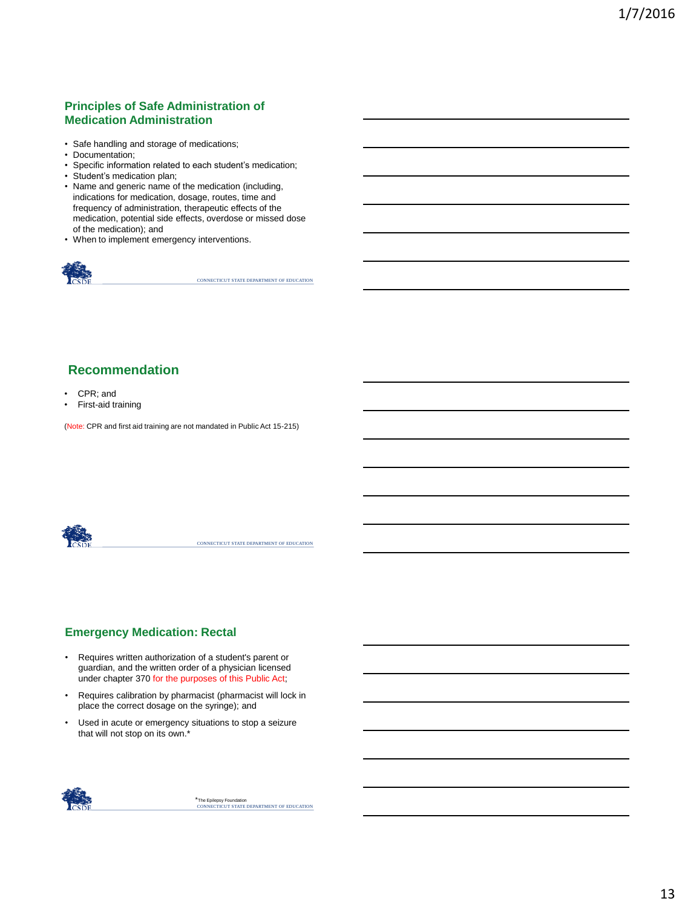## Principles of Safe Administration of Medication Administration

- Safe handling and storage of medications;
- Documentation;
- Specific information related to each student's medication;
- Student's medication plan;
- Name and generic name of the medication (including, indications for medication, dosage, routes, time and frequency of administration, therapeutic effects of the medication, potential side effects, overdose or missed dose of the medication); and
- When to implement emergency interventions.

CONNECTICUT STATE DEPARTMENT OF EDUCATION

## Recommendation

- CPR; and
- First-aid training

(Note: CPR and first aid training are not mandated in Public Act 15-215)

CONNECTICUT STATE DEPARTMENT OF EDUCATION

## Emergency Medication: Rectal

- Requires written authorization of a student's parent or guardian, and the written order of a physician licensed under chapter 370 for the purposes of this Public Act;
- Requires calibration by pharmacist (pharmacist will lock in place the correct dosage on the syringe); and
- Used in acute or emergency situations to stop a seizure that will not stop on its own.*

*The Epilepsy Foundation

CONNECTICUT STATE DEPARTMENT OF EDUCATION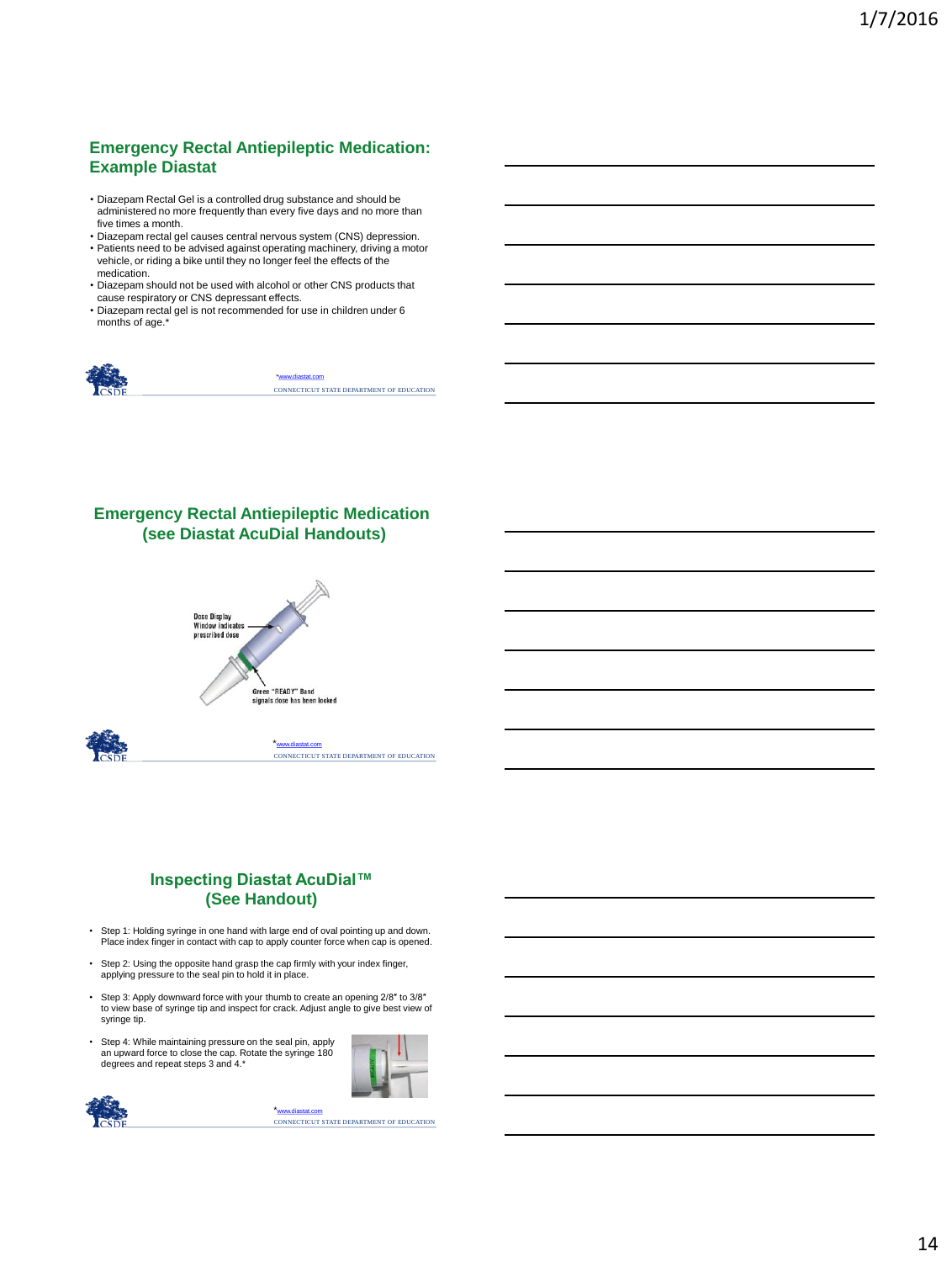## Emergency Rectal Antiepileptic Medication: Example Diastat

- Diazepam Rectal Gel is a controlled drug substance and should be administered no more frequently than every five days and no more than five times a month.
- Diazepam rectal gel causes central nervous system (CNS) depression.
- Patients need to be advised against operating machinery, driving a motor vehicle, or riding a bike until they no longer feel the effects of the medication.
- Diazepam should not be used with alcohol or other CNS products that cause respiratory or CNS depressant effects.
- Diazepam rectal gel is not recommended for use in children under 6 months of age.*

*www.diastat.com

CONNECTICUT STATE DEPARTMENT OF EDUCATION

## Emergency Rectal Antiepileptic Medication (see Diastat AcuDial Handouts)

Dose Display Window indicates prescribed dose

Green "READY" Band signals dose has been locked

*www.diastat.com

CONNECTICUT STATE DEPARTMENT OF EDUCATION

## Inspecting Diastat AcuDial™ (See Handout)

- Step 1: Holding syringe in one hand with large end of oval pointing up and down. Place index finger in contact with cap to apply counter force when cap is opened.
- Step 2: Using the opposite hand grasp the cap firmly with your index finger, applying pressure to the seal pin to hold it in place.
- Step 3: Apply downward force with your thumb to create an opening 2/8" to 3/8" to view base of syringe tip and inspect for crack. Adjust angle to give best view of syringe tip.
- Step 4: While maintaining pressure on the seal pin, apply an upward force to close the cap. Rotate the syringe 180 degrees and repeat steps 3 and 4.*

*www.diastat.com

CONNECTICUT STATE DEPARTMENT OF EDUCATION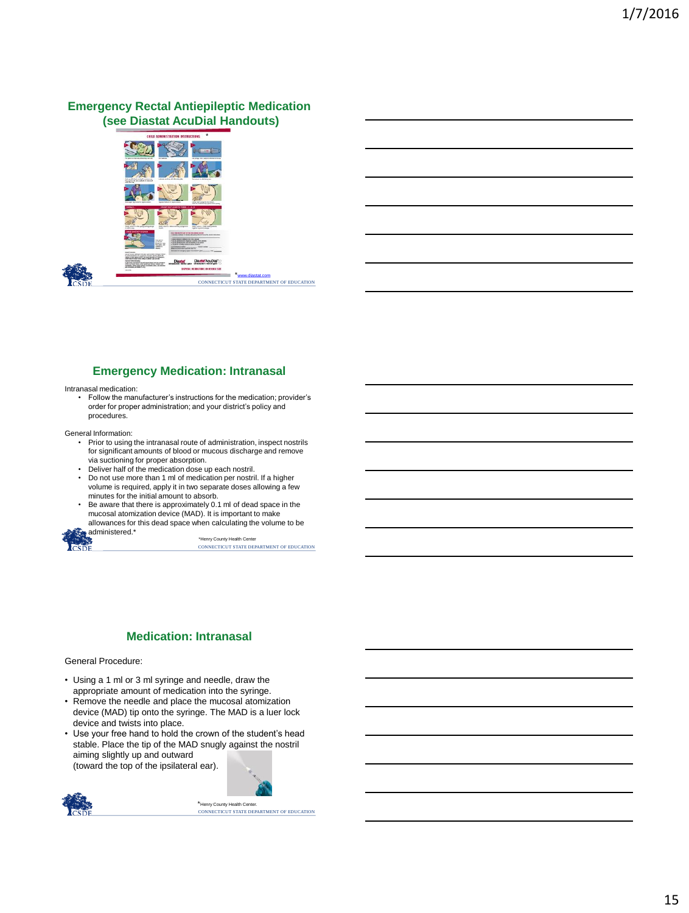## Emergency Rectal Antiepileptic Medication (see Diastat AcuDial Handouts)

*www.diastat.com

CONNECTICUT STATE DEPARTMENT OF EDUCATION

## Emergency Medication: Intranasal

Intranasal medication:

- Follow the manufacturer's instructions for the medication; provider's order for proper administration; and your district's policy and procedures.

General Information:

- Prior to using the intranasal route of administration, inspect nostrils for significant amounts of blood or mucous discharge and remove via suctioning for proper absorption.
- Deliver half of the medication dose up each nostril.
- Do not use more than 1 ml of medication per nostril. If a higher volume is required, apply it in two separate doses allowing a few minutes for the initial amount to absorb.
- Be aware that there is approximately 0.1 ml of dead space in the mucosal atomization device (MAD). It is important to make allowances for this dead space when calculating the volume to be administered.*

*Henry County Health Center

CONNECTICUT STATE DEPARTMENT OF EDUCATION

## Medication: Intranasal

General Procedure:

- Using a 1 ml or 3 ml syringe and needle, draw the appropriate amount of medication into the syringe.
- Remove the needle and place the mucosal atomization device (MAD) tip onto the syringe. The MAD is a luer lock device and twists into place.
- Use your free hand to hold the crown of the student's head stable. Place the tip of the MAD snugly against the nostril aiming slightly up and outward (toward the top of the ipsilateral ear).

*Henry County Health Center.

CONNECTICUT STATE DEPARTMENT OF EDUCATION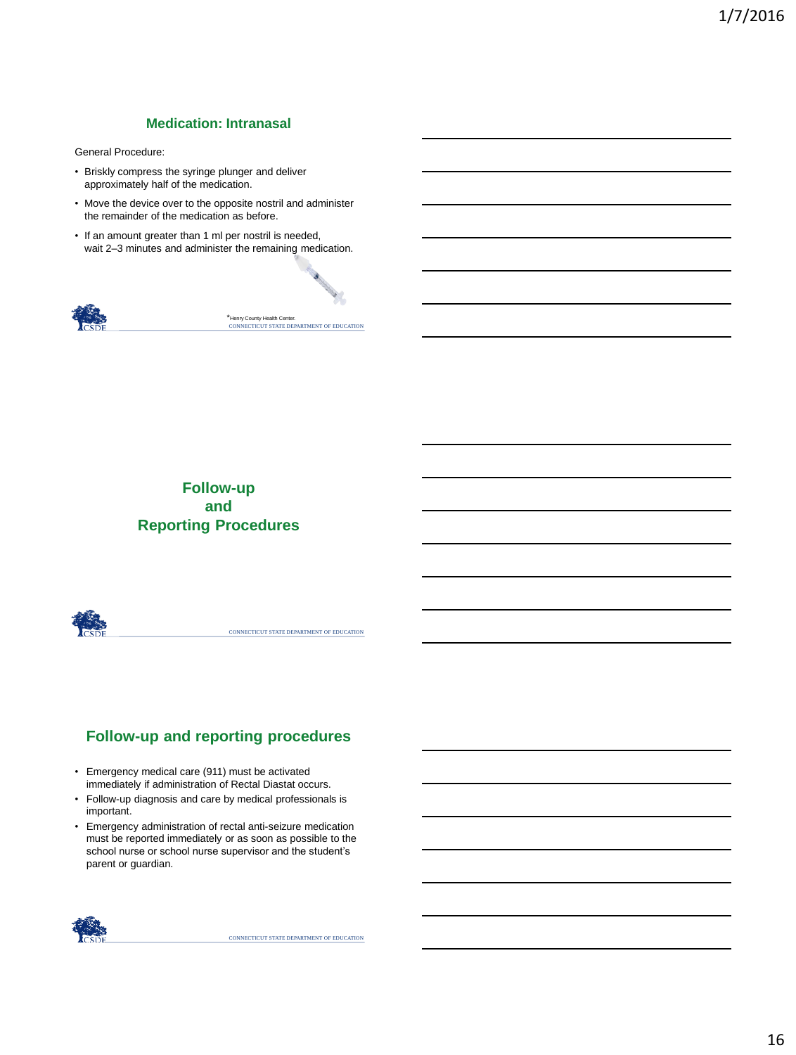## Medication: Intranasal

General Procedure:

- Briskly compress the syringe plunger and deliver approximately half of the medication.
- Move the device over to the opposite nostril and administer the remainder of the medication as before.
- If an amount greater than 1 ml per nostril is needed, wait 2–3 minutes and administer the remaining medication.

*Henry County Health Center.

## Follow-up and Reporting Procedures

## Follow-up and reporting procedures

- Emergency medical care (911) must be activated immediately if administration of Rectal Diastat occurs.
- Follow-up diagnosis and care by medical professionals is important.
- Emergency administration of rectal anti-seizure medication must be reported immediately or as soon as possible to the school nurse or school nurse supervisor and the student's parent or guardian.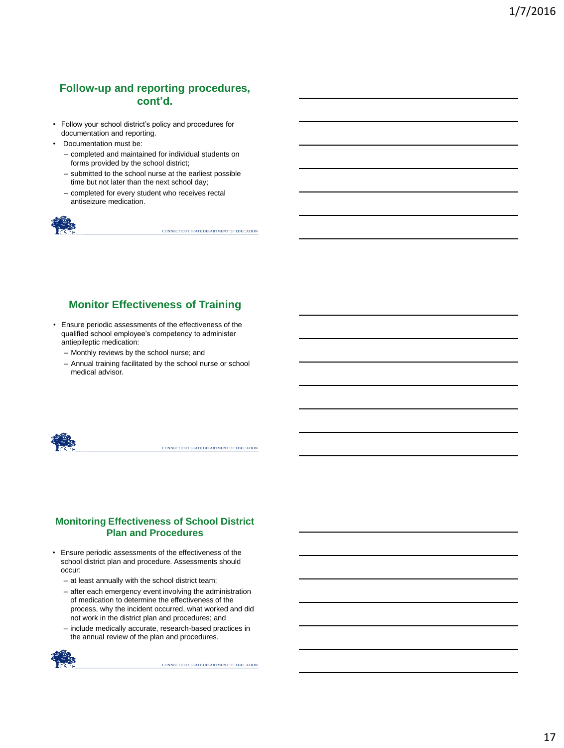## Follow-up and reporting procedures, cont'd.

- Follow your school district's policy and procedures for documentation and reporting.
- Documentation must be:
  - completed and maintained for individual students on forms provided by the school district;
  - submitted to the school nurse at the earliest possible time but not later than the next school day;
  - completed for every student who receives rectal antiseizure medication.

## Monitor Effectiveness of Training

- Ensure periodic assessments of the effectiveness of the qualified school employee's competency to administer antiepileptic medication:
  - Monthly reviews by the school nurse; and
  - Annual training facilitated by the school nurse or school medical advisor.

## Monitoring Effectiveness of School District Plan and Procedures

- Ensure periodic assessments of the effectiveness of the school district plan and procedure. Assessments should occur:
  - at least annually with the school district team;
  - after each emergency event involving the administration of medication to determine the effectiveness of the process, why the incident occurred, what worked and did not work in the district plan and procedures; and
  - include medically accurate, research-based practices in the annual review of the plan and procedures.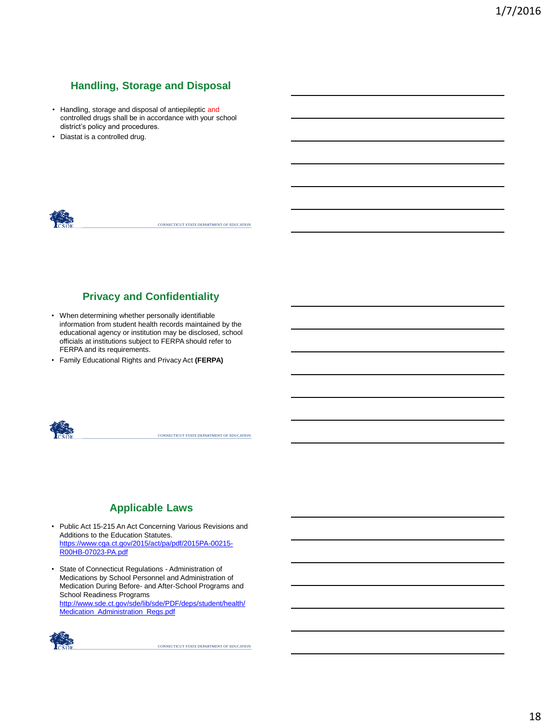## Handling, Storage and Disposal

- Handling, storage and disposal of antiepileptic and controlled drugs shall be in accordance with your school district's policy and procedures.
- Diastat is a controlled drug.

## Privacy and Confidentiality

- When determining whether personally identifiable information from student health records maintained by the educational agency or institution may be disclosed, school officials at institutions subject to FERPA should refer to FERPA and its requirements.
- Family Educational Rights and Privacy Act **(FERPA)**

## Applicable Laws

- Public Act 15-215 An Act Concerning Various Revisions and Additions to the Education Statutes. https://www.cga.ct.gov/2015/act/pa/pdf/2015PA-00215-R00HB-07023-PA.pdf
- State of Connecticut Regulations - Administration of Medications by School Personnel and Administration of Medication During Before- and After-School Programs and School Readiness Programs http://www.sde.ct.gov/sde/lib/sde/PDF/deps/student/health/Medication_Administration_Regs.pdf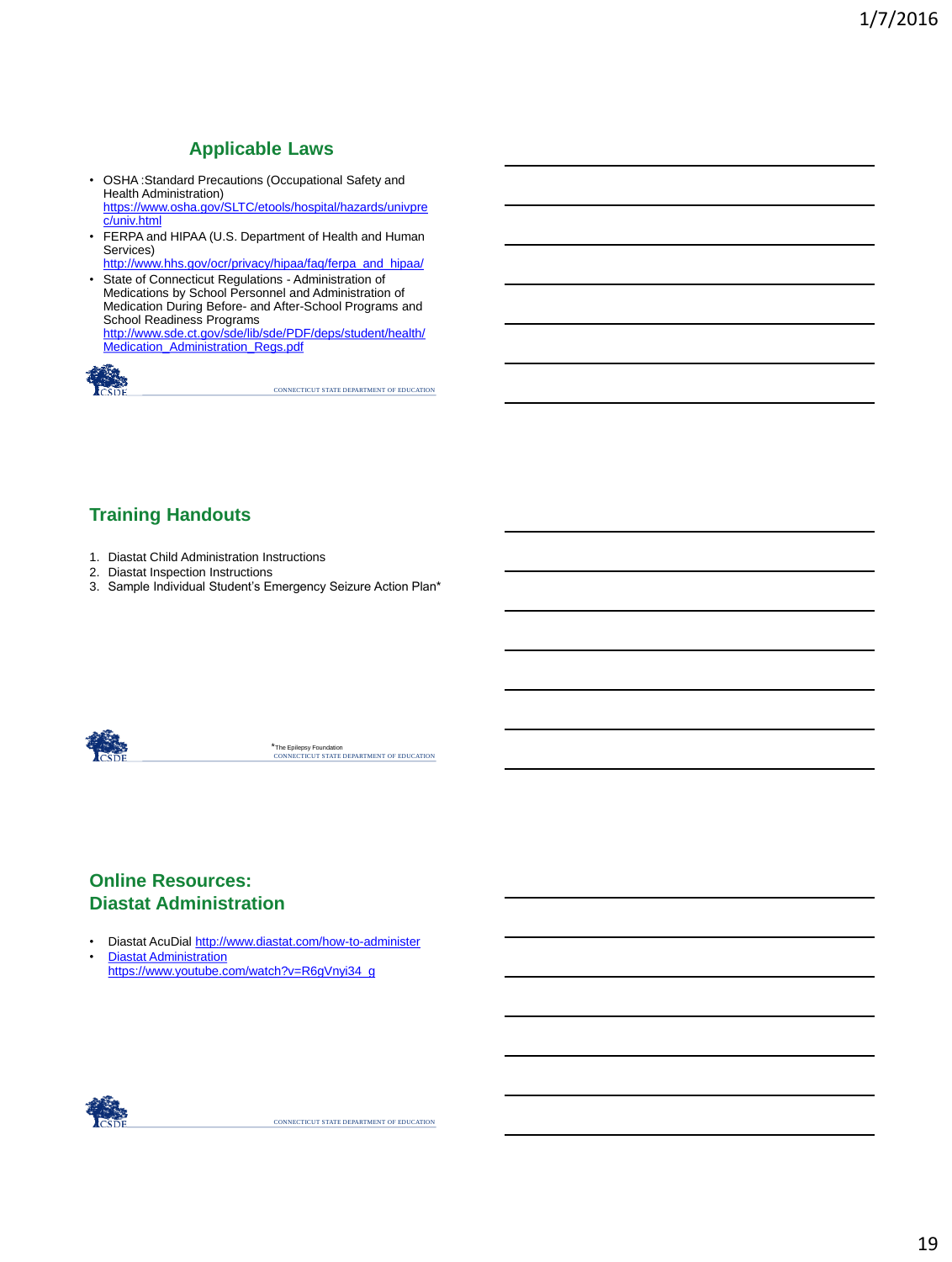## Applicable Laws

- OSHA :Standard Precautions (Occupational Safety and Health Administration) https://www.osha.gov/SLTC/etools/hospital/hazards/univprec/univ.html
- FERPA and HIPAA (U.S. Department of Health and Human Services) http://www.hhs.gov/ocr/privacy/hipaa/faq/ferpa_and_hipaa/
- State of Connecticut Regulations - Administration of Medications by School Personnel and Administration of Medication During Before- and After-School Programs and School Readiness Programs http://www.sde.ct.gov/sde/lib/sde/PDF/deps/student/health/Medication_Administration_Regs.pdf

## Training Handouts

1. Diastat Child Administration Instructions
2. Diastat Inspection Instructions
3. Sample Individual Student's Emergency Seizure Action Plan*

*The Epilepsy Foundation

## Online Resources: Diastat Administration

- Diastat AcuDial http://www.diastat.com/how-to-administer
- Diastat Administration https://www.youtube.com/watch?v=R6gVnyi34_g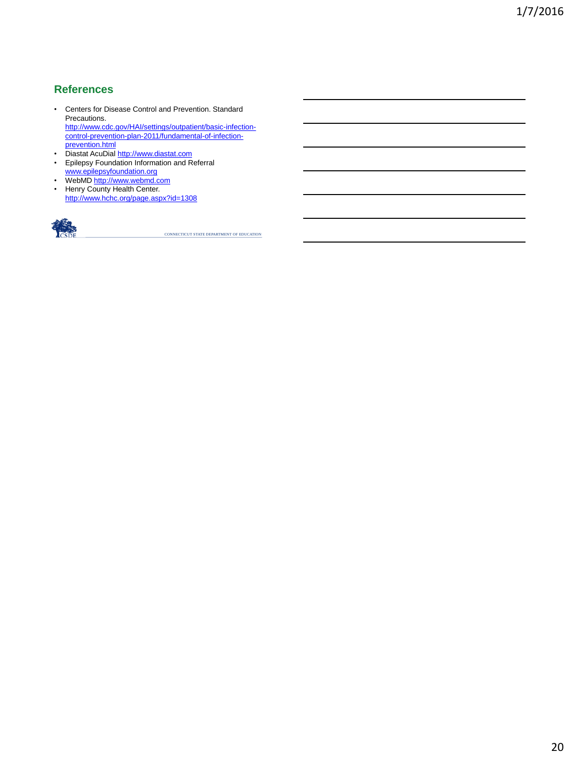## References

- Centers for Disease Control and Prevention. Standard Precautions. http://www.cdc.gov/HAI/settings/outpatient/basic-infection-control-prevention-plan-2011/fundamental-of-infection-prevention.html
- Diastat AcuDial http://www.diastat.com
- Epilepsy Foundation Information and Referral www.epilepsyfoundation.org
- WebMD http://www.webmd.com
- Henry County Health Center. http://www.hchc.org/page.aspx?id=1308

CSDE

CONNECTICUT STATE DEPARTMENT OF EDUCATION